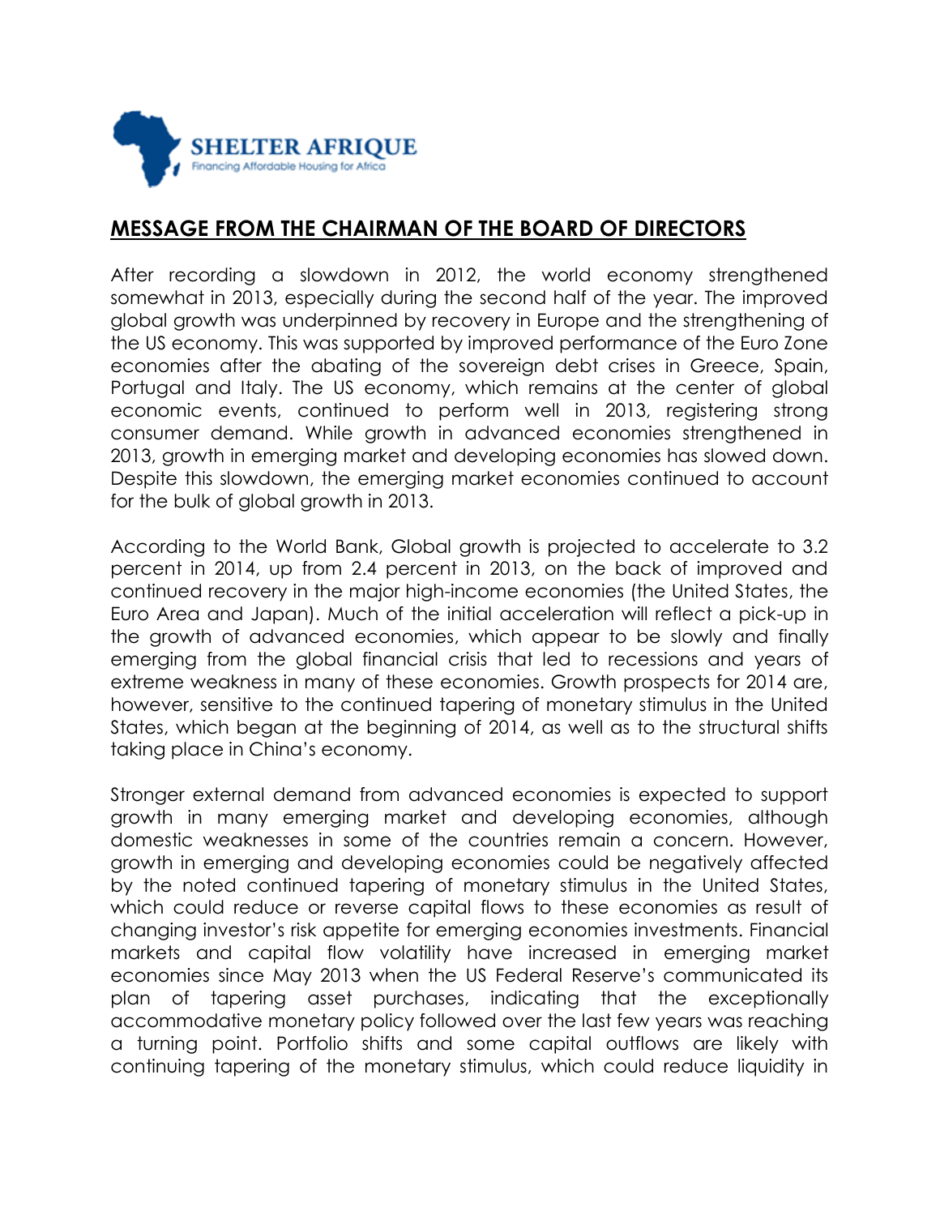**SHELTER AFRIQUE**
Financing Affordable Housing for Africa

## MESSAGE FROM THE CHAIRMAN OF THE BOARD OF DIRECTORS

After recording a slowdown in 2012, the world economy strengthened somewhat in 2013, especially during the second half of the year. The improved global growth was underpinned by recovery in Europe and the strengthening of the US economy. This was supported by improved performance of the Euro Zone economies after the abating of the sovereign debt crises in Greece, Spain, Portugal and Italy. The US economy, which remains at the center of global economic events, continued to perform well in 2013, registering strong consumer demand. While growth in advanced economies strengthened in 2013, growth in emerging market and developing economies has slowed down. Despite this slowdown, the emerging market economies continued to account for the bulk of global growth in 2013.

According to the World Bank, Global growth is projected to accelerate to 3.2 percent in 2014, up from 2.4 percent in 2013, on the back of improved and continued recovery in the major high-income economies (the United States, the Euro Area and Japan). Much of the initial acceleration will reflect a pick-up in the growth of advanced economies, which appear to be slowly and finally emerging from the global financial crisis that led to recessions and years of extreme weakness in many of these economies. Growth prospects for 2014 are, however, sensitive to the continued tapering of monetary stimulus in the United States, which began at the beginning of 2014, as well as to the structural shifts taking place in China's economy.

Stronger external demand from advanced economies is expected to support growth in many emerging market and developing economies, although domestic weaknesses in some of the countries remain a concern. However, growth in emerging and developing economies could be negatively affected by the noted continued tapering of monetary stimulus in the United States, which could reduce or reverse capital flows to these economies as result of changing investor's risk appetite for emerging economies investments. Financial markets and capital flow volatility have increased in emerging market economies since May 2013 when the US Federal Reserve's communicated its plan of tapering asset purchases, indicating that the exceptionally accommodative monetary policy followed over the last few years was reaching a turning point. Portfolio shifts and some capital outflows are likely with continuing tapering of the monetary stimulus, which could reduce liquidity in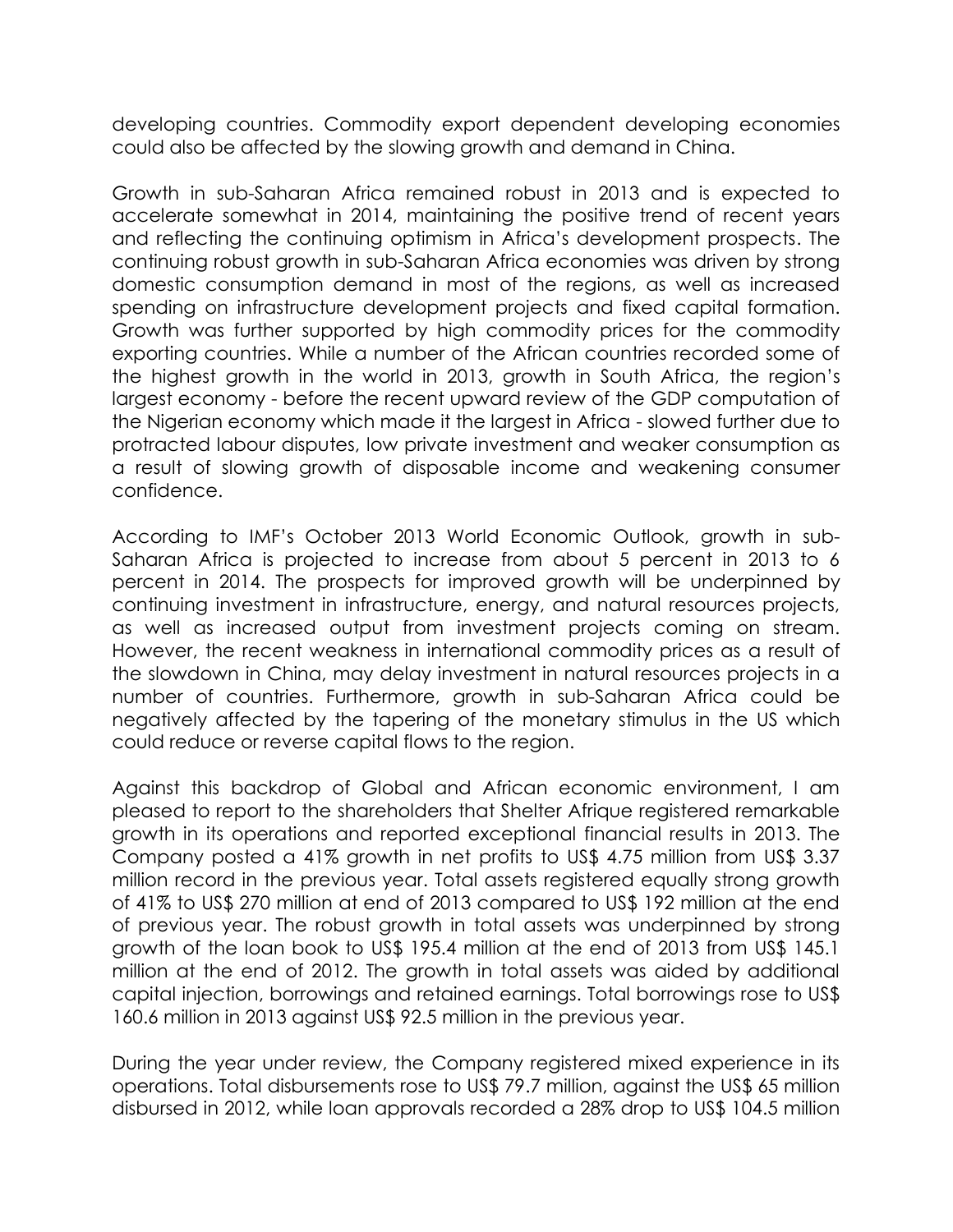developing countries. Commodity export dependent developing economies could also be affected by the slowing growth and demand in China.

Growth in sub-Saharan Africa remained robust in 2013 and is expected to accelerate somewhat in 2014, maintaining the positive trend of recent years and reflecting the continuing optimism in Africa's development prospects. The continuing robust growth in sub-Saharan Africa economies was driven by strong domestic consumption demand in most of the regions, as well as increased spending on infrastructure development projects and fixed capital formation. Growth was further supported by high commodity prices for the commodity exporting countries. While a number of the African countries recorded some of the highest growth in the world in 2013, growth in South Africa, the region's largest economy - before the recent upward review of the GDP computation of the Nigerian economy which made it the largest in Africa - slowed further due to protracted labour disputes, low private investment and weaker consumption as a result of slowing growth of disposable income and weakening consumer confidence.

According to IMF's October 2013 World Economic Outlook, growth in sub-Saharan Africa is projected to increase from about 5 percent in 2013 to 6 percent in 2014. The prospects for improved growth will be underpinned by continuing investment in infrastructure, energy, and natural resources projects, as well as increased output from investment projects coming on stream. However, the recent weakness in international commodity prices as a result of the slowdown in China, may delay investment in natural resources projects in a number of countries. Furthermore, growth in sub-Saharan Africa could be negatively affected by the tapering of the monetary stimulus in the US which could reduce or reverse capital flows to the region.

Against this backdrop of Global and African economic environment, I am pleased to report to the shareholders that Shelter Afrique registered remarkable growth in its operations and reported exceptional financial results in 2013. The Company posted a 41% growth in net profits to US$ 4.75 million from US$ 3.37 million record in the previous year. Total assets registered equally strong growth of 41% to US$ 270 million at end of 2013 compared to US$ 192 million at the end of previous year. The robust growth in total assets was underpinned by strong growth of the loan book to US$ 195.4 million at the end of 2013 from US$ 145.1 million at the end of 2012. The growth in total assets was aided by additional capital injection, borrowings and retained earnings. Total borrowings rose to US$ 160.6 million in 2013 against US$ 92.5 million in the previous year.

During the year under review, the Company registered mixed experience in its operations. Total disbursements rose to US$ 79.7 million, against the US$ 65 million disbursed in 2012, while loan approvals recorded a 28% drop to US$ 104.5 million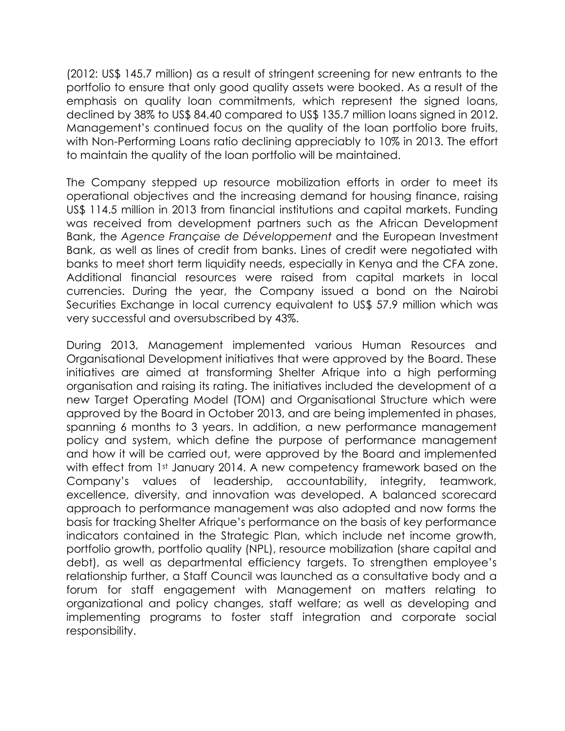(2012: US$ 145.7 million) as a result of stringent screening for new entrants to the portfolio to ensure that only good quality assets were booked. As a result of the emphasis on quality loan commitments, which represent the signed loans, declined by 38% to US$ 84.40 compared to US$ 135.7 million loans signed in 2012. Management's continued focus on the quality of the loan portfolio bore fruits, with Non-Performing Loans ratio declining appreciably to 10% in 2013. The effort to maintain the quality of the loan portfolio will be maintained.

The Company stepped up resource mobilization efforts in order to meet its operational objectives and the increasing demand for housing finance, raising US$ 114.5 million in 2013 from financial institutions and capital markets. Funding was received from development partners such as the African Development Bank, the *Agence Française de Développement* and the European Investment Bank, as well as lines of credit from banks. Lines of credit were negotiated with banks to meet short term liquidity needs, especially in Kenya and the CFA zone. Additional financial resources were raised from capital markets in local currencies. During the year, the Company issued a bond on the Nairobi Securities Exchange in local currency equivalent to US$ 57.9 million which was very successful and oversubscribed by 43%.

During 2013, Management implemented various Human Resources and Organisational Development initiatives that were approved by the Board. These initiatives are aimed at transforming Shelter Afrique into a high performing organisation and raising its rating. The initiatives included the development of a new Target Operating Model (TOM) and Organisational Structure which were approved by the Board in October 2013, and are being implemented in phases, spanning 6 months to 3 years. In addition, a new performance management policy and system, which define the purpose of performance management and how it will be carried out, were approved by the Board and implemented with effect from 1st January 2014. A new competency framework based on the Company's values of leadership, accountability, integrity, teamwork, excellence, diversity, and innovation was developed. A balanced scorecard approach to performance management was also adopted and now forms the basis for tracking Shelter Afrique's performance on the basis of key performance indicators contained in the Strategic Plan, which include net income growth, portfolio growth, portfolio quality (NPL), resource mobilization (share capital and debt), as well as departmental efficiency targets. To strengthen employee's relationship further, a Staff Council was launched as a consultative body and a forum for staff engagement with Management on matters relating to organizational and policy changes, staff welfare; as well as developing and implementing programs to foster staff integration and corporate social responsibility.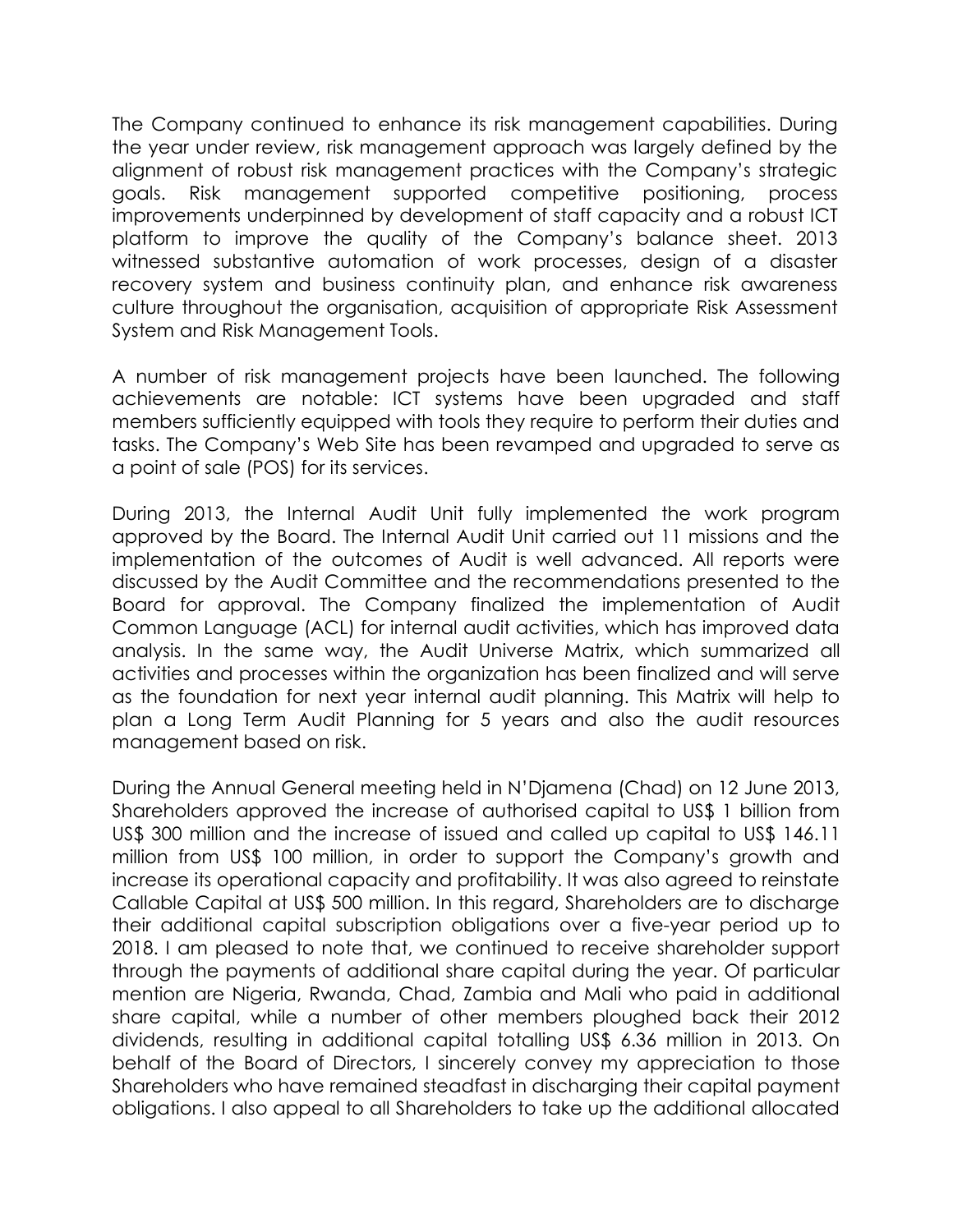The Company continued to enhance its risk management capabilities. During the year under review, risk management approach was largely defined by the alignment of robust risk management practices with the Company's strategic goals. Risk management supported competitive positioning, process improvements underpinned by development of staff capacity and a robust ICT platform to improve the quality of the Company's balance sheet. 2013 witnessed substantive automation of work processes, design of a disaster recovery system and business continuity plan, and enhance risk awareness culture throughout the organisation, acquisition of appropriate Risk Assessment System and Risk Management Tools.

A number of risk management projects have been launched. The following achievements are notable: ICT systems have been upgraded and staff members sufficiently equipped with tools they require to perform their duties and tasks. The Company's Web Site has been revamped and upgraded to serve as a point of sale (POS) for its services.

During 2013, the Internal Audit Unit fully implemented the work program approved by the Board. The Internal Audit Unit carried out 11 missions and the implementation of the outcomes of Audit is well advanced. All reports were discussed by the Audit Committee and the recommendations presented to the Board for approval. The Company finalized the implementation of Audit Common Language (ACL) for internal audit activities, which has improved data analysis. In the same way, the Audit Universe Matrix, which summarized all activities and processes within the organization has been finalized and will serve as the foundation for next year internal audit planning. This Matrix will help to plan a Long Term Audit Planning for 5 years and also the audit resources management based on risk.

During the Annual General meeting held in N'Djamena (Chad) on 12 June 2013, Shareholders approved the increase of authorised capital to US$ 1 billion from US$ 300 million and the increase of issued and called up capital to US$ 146.11 million from US$ 100 million, in order to support the Company's growth and increase its operational capacity and profitability. It was also agreed to reinstate Callable Capital at US$ 500 million. In this regard, Shareholders are to discharge their additional capital subscription obligations over a five-year period up to 2018. I am pleased to note that, we continued to receive shareholder support through the payments of additional share capital during the year. Of particular mention are Nigeria, Rwanda, Chad, Zambia and Mali who paid in additional share capital, while a number of other members ploughed back their 2012 dividends, resulting in additional capital totalling US$ 6.36 million in 2013. On behalf of the Board of Directors, I sincerely convey my appreciation to those Shareholders who have remained steadfast in discharging their capital payment obligations. I also appeal to all Shareholders to take up the additional allocated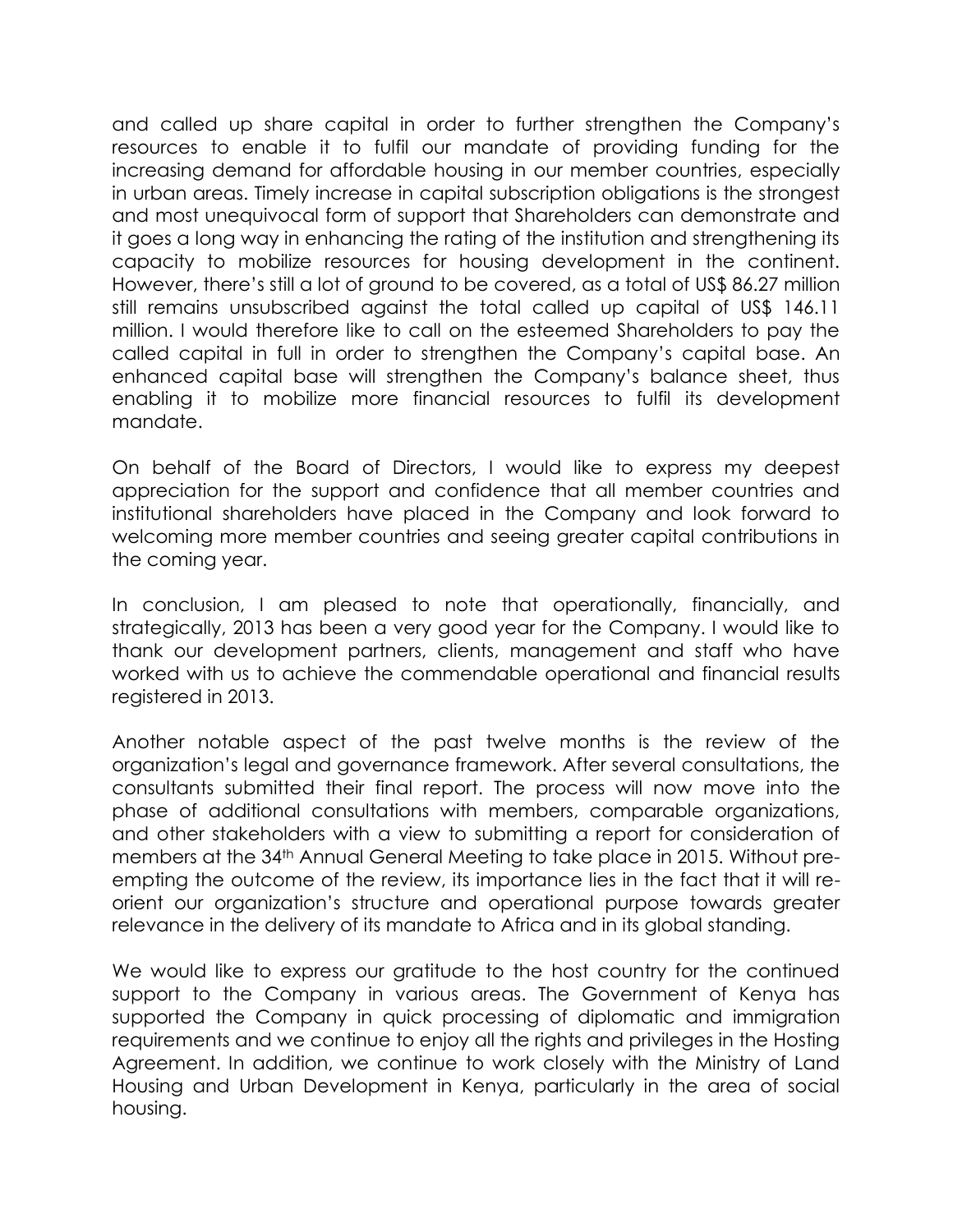and called up share capital in order to further strengthen the Company's resources to enable it to fulfil our mandate of providing funding for the increasing demand for affordable housing in our member countries, especially in urban areas. Timely increase in capital subscription obligations is the strongest and most unequivocal form of support that Shareholders can demonstrate and it goes a long way in enhancing the rating of the institution and strengthening its capacity to mobilize resources for housing development in the continent. However, there's still a lot of ground to be covered, as a total of US$ 86.27 million still remains unsubscribed against the total called up capital of US$ 146.11 million. I would therefore like to call on the esteemed Shareholders to pay the called capital in full in order to strengthen the Company's capital base. An enhanced capital base will strengthen the Company's balance sheet, thus enabling it to mobilize more financial resources to fulfil its development mandate.

On behalf of the Board of Directors, I would like to express my deepest appreciation for the support and confidence that all member countries and institutional shareholders have placed in the Company and look forward to welcoming more member countries and seeing greater capital contributions in the coming year.

In conclusion, I am pleased to note that operationally, financially, and strategically, 2013 has been a very good year for the Company. I would like to thank our development partners, clients, management and staff who have worked with us to achieve the commendable operational and financial results registered in 2013.

Another notable aspect of the past twelve months is the review of the organization's legal and governance framework. After several consultations, the consultants submitted their final report. The process will now move into the phase of additional consultations with members, comparable organizations, and other stakeholders with a view to submitting a report for consideration of members at the 34th Annual General Meeting to take place in 2015. Without pre-empting the outcome of the review, its importance lies in the fact that it will re-orient our organization's structure and operational purpose towards greater relevance in the delivery of its mandate to Africa and in its global standing.

We would like to express our gratitude to the host country for the continued support to the Company in various areas. The Government of Kenya has supported the Company in quick processing of diplomatic and immigration requirements and we continue to enjoy all the rights and privileges in the Hosting Agreement. In addition, we continue to work closely with the Ministry of Land Housing and Urban Development in Kenya, particularly in the area of social housing.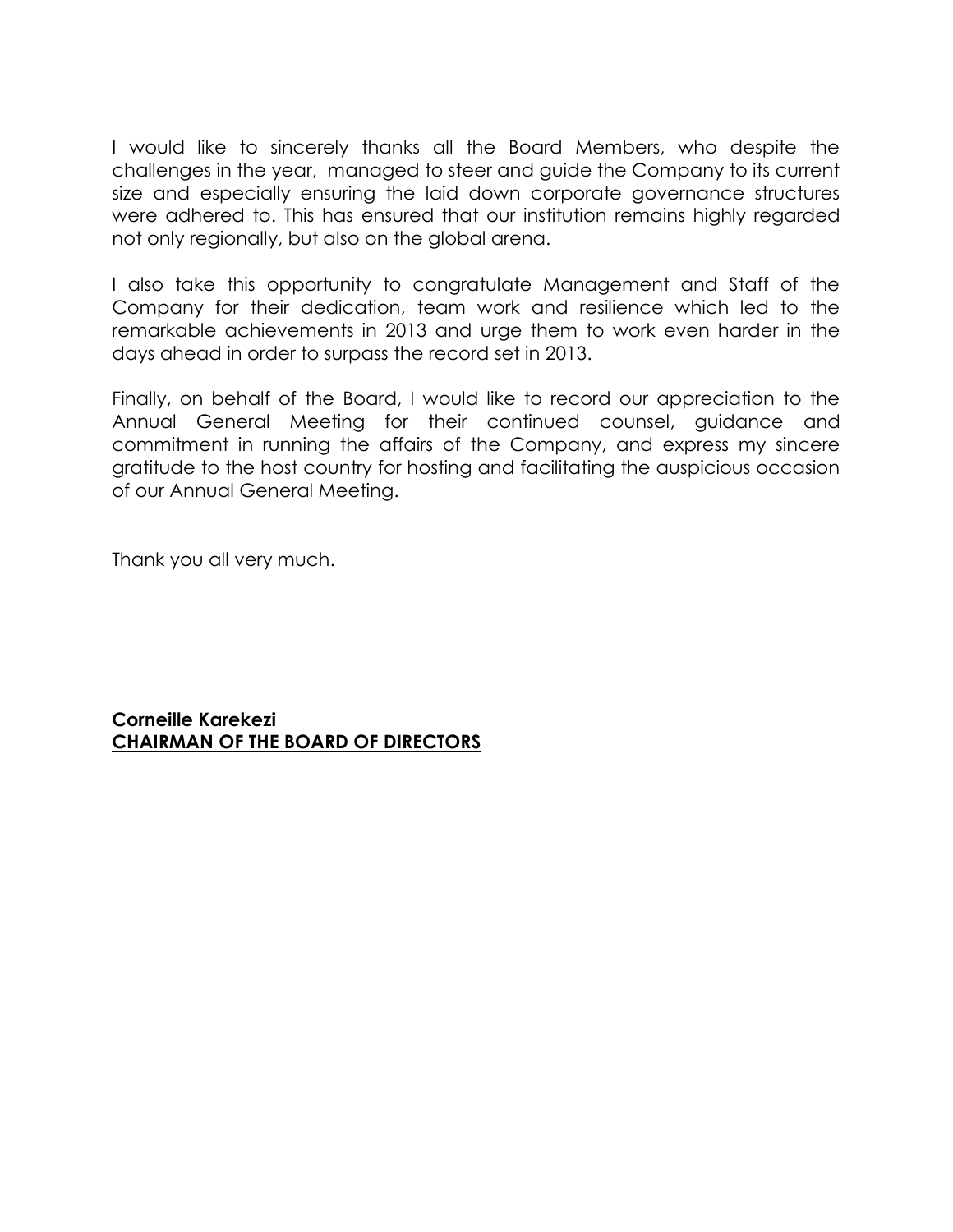I would like to sincerely thanks all the Board Members, who despite the challenges in the year, managed to steer and guide the Company to its current size and especially ensuring the laid down corporate governance structures were adhered to. This has ensured that our institution remains highly regarded not only regionally, but also on the global arena.

I also take this opportunity to congratulate Management and Staff of the Company for their dedication, team work and resilience which led to the remarkable achievements in 2013 and urge them to work even harder in the days ahead in order to surpass the record set in 2013.

Finally, on behalf of the Board, I would like to record our appreciation to the Annual General Meeting for their continued counsel, guidance and commitment in running the affairs of the Company, and express my sincere gratitude to the host country for hosting and facilitating the auspicious occasion of our Annual General Meeting.

Thank you all very much.

**Corneille Karekezi**
<u>**CHAIRMAN OF THE BOARD OF DIRECTORS**</u>